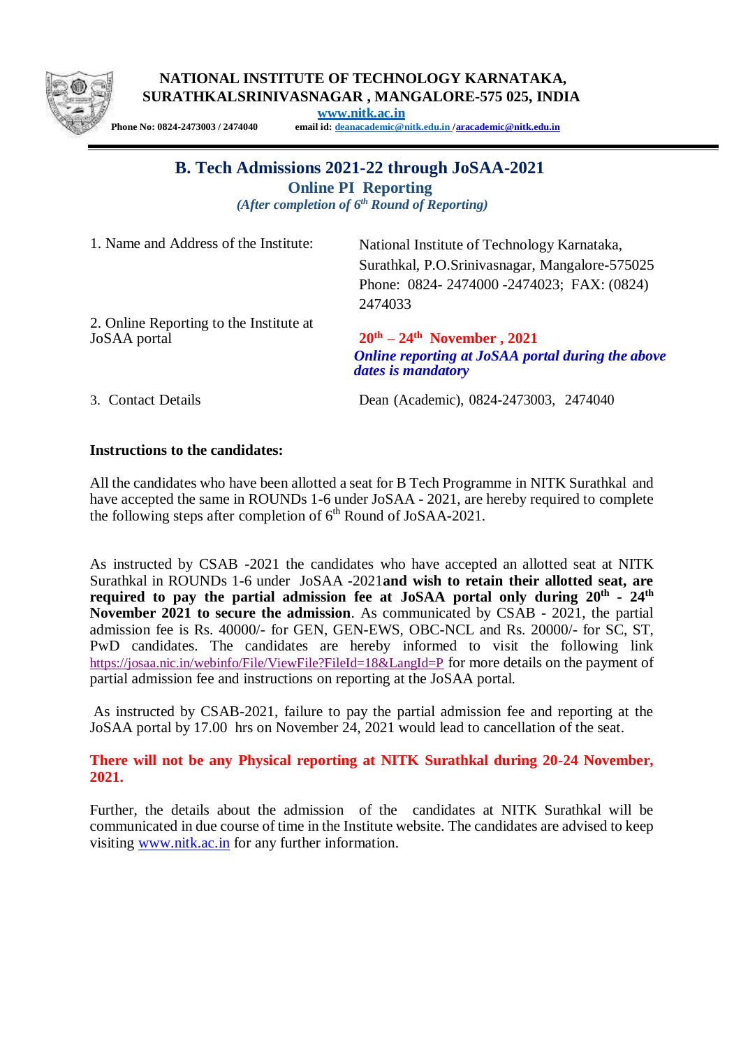**NATIONAL INSTITUTE OF TECHNOLOGY KARNATAKA,**
**SURATHKALSRINIVASNAGAR , MANGALORE-575 025, INDIA**
**www.nitk.ac.in**
**Phone No: 0824-2473003 / 2474040** **email id: deanacademic@nitk.edu.in /aracademic@nitk.edu.in**

# B. Tech Admissions 2021-22 through JoSAA-2021

## Online PI Reporting

*(After completion of 6th Round of Reporting)*

| | |
|---|---|
| 1. Name and Address of the Institute: | National Institute of Technology Karnataka, Surathkal, P.O.Srinivasnagar, Mangalore-575025 Phone: 0824- 2474000 -2474023; FAX: (0824) 2474033 |
| 2. Online Reporting to the Institute at JoSAA portal | **20th – 24th November , 2021** ***Online reporting at JoSAA portal during the above dates is mandatory*** |
| 3. Contact Details | Dean (Academic), 0824-2473003, 2474040 |

**Instructions to the candidates:**

All the candidates who have been allotted a seat for B Tech Programme in NITK Surathkal and have accepted the same in ROUNDs 1-6 under JoSAA - 2021, are hereby required to complete the following steps after completion of 6th Round of JoSAA-2021.

As instructed by CSAB -2021 the candidates who have accepted an allotted seat at NITK Surathkal in ROUNDs 1-6 under JoSAA -2021**and wish to retain their allotted seat, are required to pay the partial admission fee at JoSAA portal only during 20th - 24th November 2021 to secure the admission**. As communicated by CSAB - 2021, the partial admission fee is Rs. 40000/- for GEN, GEN-EWS, OBC-NCL and Rs. 20000/- for SC, ST, PwD candidates. The candidates are hereby informed to visit the following link https://josaa.nic.in/webinfo/File/ViewFile?FileId=18&LangId=P for more details on the payment of partial admission fee and instructions on reporting at the JoSAA portal.

As instructed by CSAB-2021, failure to pay the partial admission fee and reporting at the JoSAA portal by 17.00 hrs on November 24, 2021 would lead to cancellation of the seat.

**There will not be any Physical reporting at NITK Surathkal during 20-24 November, 2021.**

Further, the details about the admission of the candidates at NITK Surathkal will be communicated in due course of time in the Institute website. The candidates are advised to keep visiting www.nitk.ac.in for any further information.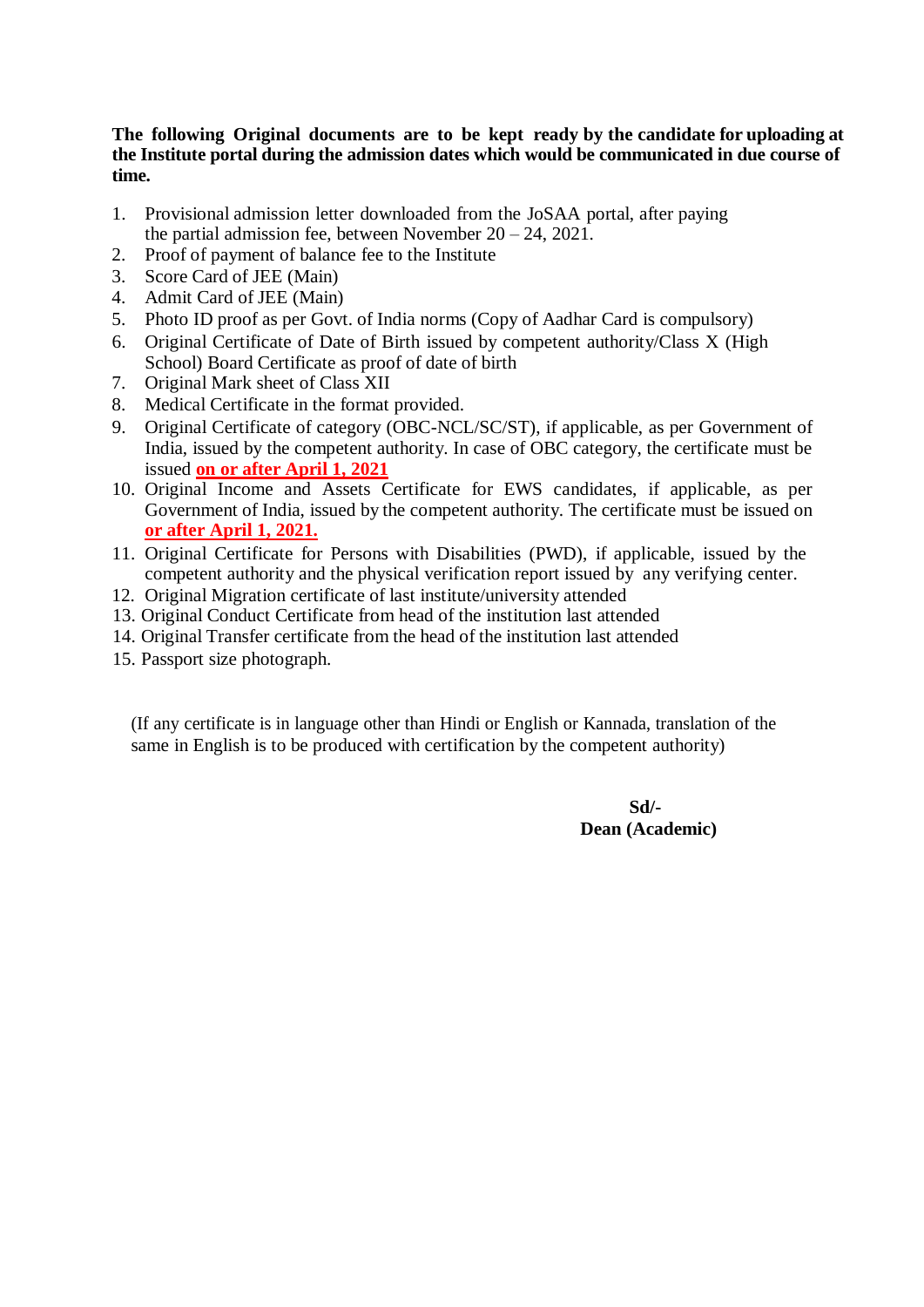**The following Original documents are to be kept ready by the candidate for uploading at the Institute portal during the admission dates which would be communicated in due course of time.**

1. Provisional admission letter downloaded from the JoSAA portal, after paying the partial admission fee, between November 20 – 24, 2021.
2. Proof of payment of balance fee to the Institute
3. Score Card of JEE (Main)
4. Admit Card of JEE (Main)
5. Photo ID proof as per Govt. of India norms (Copy of Aadhar Card is compulsory)
6. Original Certificate of Date of Birth issued by competent authority/Class X (High School) Board Certificate as proof of date of birth
7. Original Mark sheet of Class XII
8. Medical Certificate in the format provided.
9. Original Certificate of category (OBC-NCL/SC/ST), if applicable, as per Government of India, issued by the competent authority. In case of OBC category, the certificate must be issued **on or after April 1, 2021**
10. Original Income and Assets Certificate for EWS candidates, if applicable, as per Government of India, issued by the competent authority. The certificate must be issued on **or after April 1, 2021.**
11. Original Certificate for Persons with Disabilities (PWD), if applicable, issued by the competent authority and the physical verification report issued by any verifying center.
12. Original Migration certificate of last institute/university attended
13. Original Conduct Certificate from head of the institution last attended
14. Original Transfer certificate from the head of the institution last attended
15. Passport size photograph.

(If any certificate is in language other than Hindi or English or Kannada, translation of the same in English is to be produced with certification by the competent authority)

**Sd/-**
**Dean (Academic)**